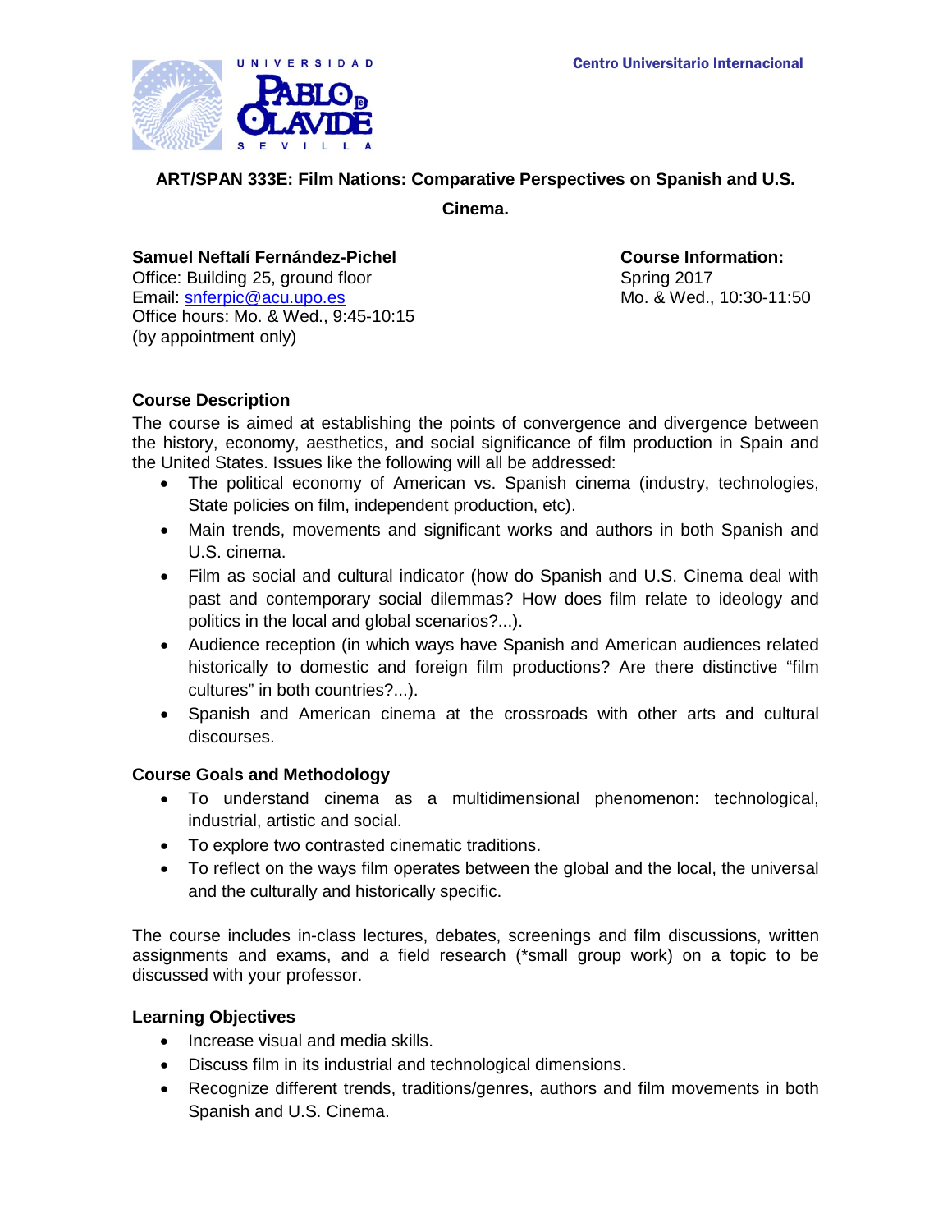Universidad Pablo de Olavide Sevilla

Centro Universitario Internacional

# ART/SPAN 333E: Film Nations: Comparative Perspectives on Spanish and U.S. Cinema.

**Samuel Neftalí Fernández-Pichel**
Office: Building 25, ground floor
Email: snferpic@acu.upo.es
Office hours: Mo. & Wed., 9:45-10:15
(by appointment only)

**Course Information:**
Spring 2017
Mo. & Wed., 10:30-11:50

## Course Description

The course is aimed at establishing the points of convergence and divergence between the history, economy, aesthetics, and social significance of film production in Spain and the United States. Issues like the following will all be addressed:

- The political economy of American vs. Spanish cinema (industry, technologies, State policies on film, independent production, etc).
- Main trends, movements and significant works and authors in both Spanish and U.S. cinema.
- Film as social and cultural indicator (how do Spanish and U.S. Cinema deal with past and contemporary social dilemmas? How does film relate to ideology and politics in the local and global scenarios?...).
- Audience reception (in which ways have Spanish and American audiences related historically to domestic and foreign film productions? Are there distinctive "film cultures" in both countries?...).
- Spanish and American cinema at the crossroads with other arts and cultural discourses.

## Course Goals and Methodology

- To understand cinema as a multidimensional phenomenon: technological, industrial, artistic and social.
- To explore two contrasted cinematic traditions.
- To reflect on the ways film operates between the global and the local, the universal and the culturally and historically specific.

The course includes in-class lectures, debates, screenings and film discussions, written assignments and exams, and a field research (*small group work) on a topic to be discussed with your professor.

## Learning Objectives

- Increase visual and media skills.
- Discuss film in its industrial and technological dimensions.
- Recognize different trends, traditions/genres, authors and film movements in both Spanish and U.S. Cinema.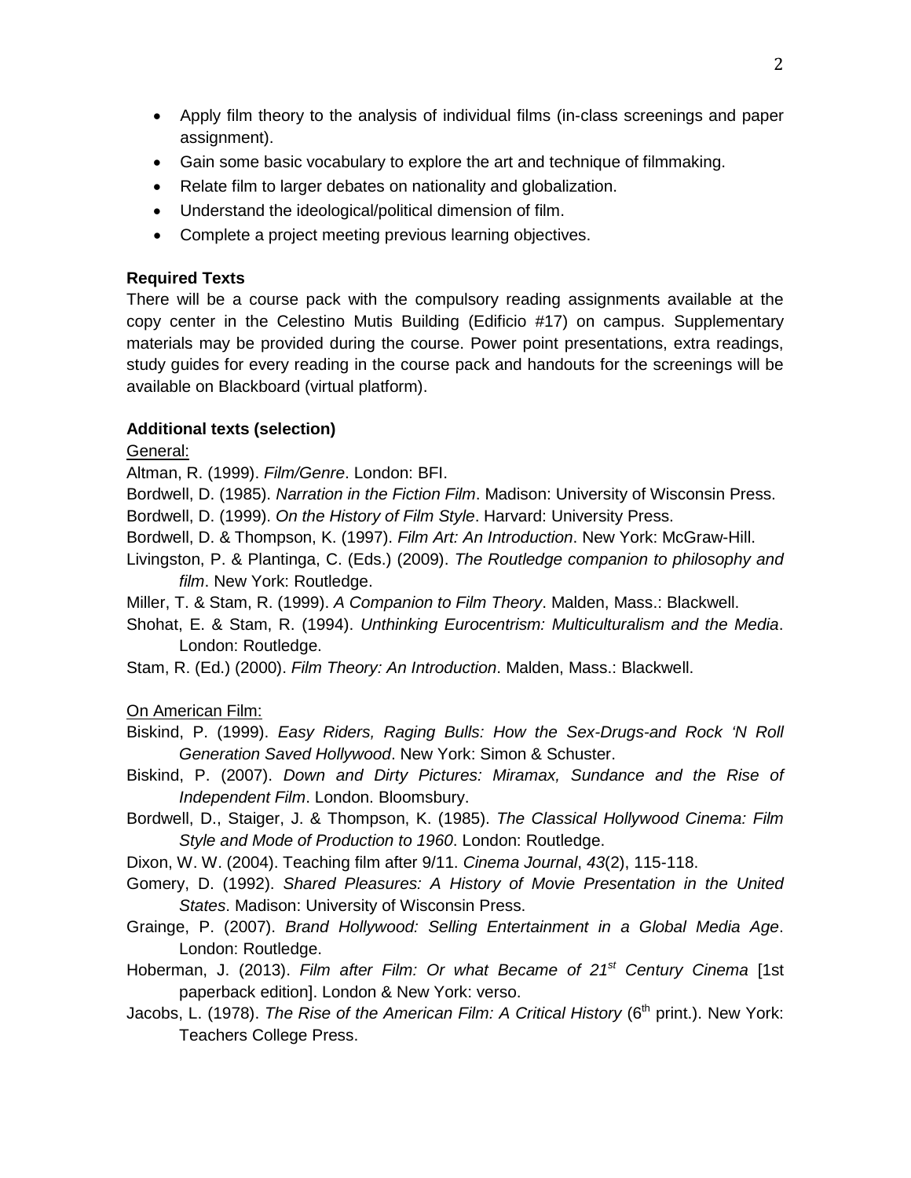- Apply film theory to the analysis of individual films (in-class screenings and paper assignment).
- Gain some basic vocabulary to explore the art and technique of filmmaking.
- Relate film to larger debates on nationality and globalization.
- Understand the ideological/political dimension of film.
- Complete a project meeting previous learning objectives.

**Required Texts**

There will be a course pack with the compulsory reading assignments available at the copy center in the Celestino Mutis Building (Edificio #17) on campus. Supplementary materials may be provided during the course. Power point presentations, extra readings, study guides for every reading in the course pack and handouts for the screenings will be available on Blackboard (virtual platform).

**Additional texts (selection)**

General:

Altman, R. (1999). *Film/Genre*. London: BFI.

Bordwell, D. (1985). *Narration in the Fiction Film*. Madison: University of Wisconsin Press.

Bordwell, D. (1999). *On the History of Film Style*. Harvard: University Press.

Bordwell, D. & Thompson, K. (1997). *Film Art: An Introduction*. New York: McGraw-Hill.

Livingston, P. & Plantinga, C. (Eds.) (2009). *The Routledge companion to philosophy and film*. New York: Routledge.

Miller, T. & Stam, R. (1999). *A Companion to Film Theory*. Malden, Mass.: Blackwell.

Shohat, E. & Stam, R. (1994). *Unthinking Eurocentrism: Multiculturalism and the Media*. London: Routledge.

Stam, R. (Ed.) (2000). *Film Theory: An Introduction*. Malden, Mass.: Blackwell.

On American Film:

Biskind, P. (1999). *Easy Riders, Raging Bulls: How the Sex-Drugs-and Rock 'N Roll Generation Saved Hollywood*. New York: Simon & Schuster.

Biskind, P. (2007). *Down and Dirty Pictures: Miramax, Sundance and the Rise of Independent Film*. London. Bloomsbury.

Bordwell, D., Staiger, J. & Thompson, K. (1985). *The Classical Hollywood Cinema: Film Style and Mode of Production to 1960*. London: Routledge.

Dixon, W. W. (2004). Teaching film after 9/11. *Cinema Journal*, *43*(2), 115-118.

Gomery, D. (1992). *Shared Pleasures: A History of Movie Presentation in the United States*. Madison: University of Wisconsin Press.

Grainge, P. (2007). *Brand Hollywood: Selling Entertainment in a Global Media Age*. London: Routledge.

Hoberman, J. (2013). *Film after Film: Or what Became of 21st Century Cinema* [1st paperback edition]. London & New York: verso.

Jacobs, L. (1978). *The Rise of the American Film: A Critical History* (6th print.). New York: Teachers College Press.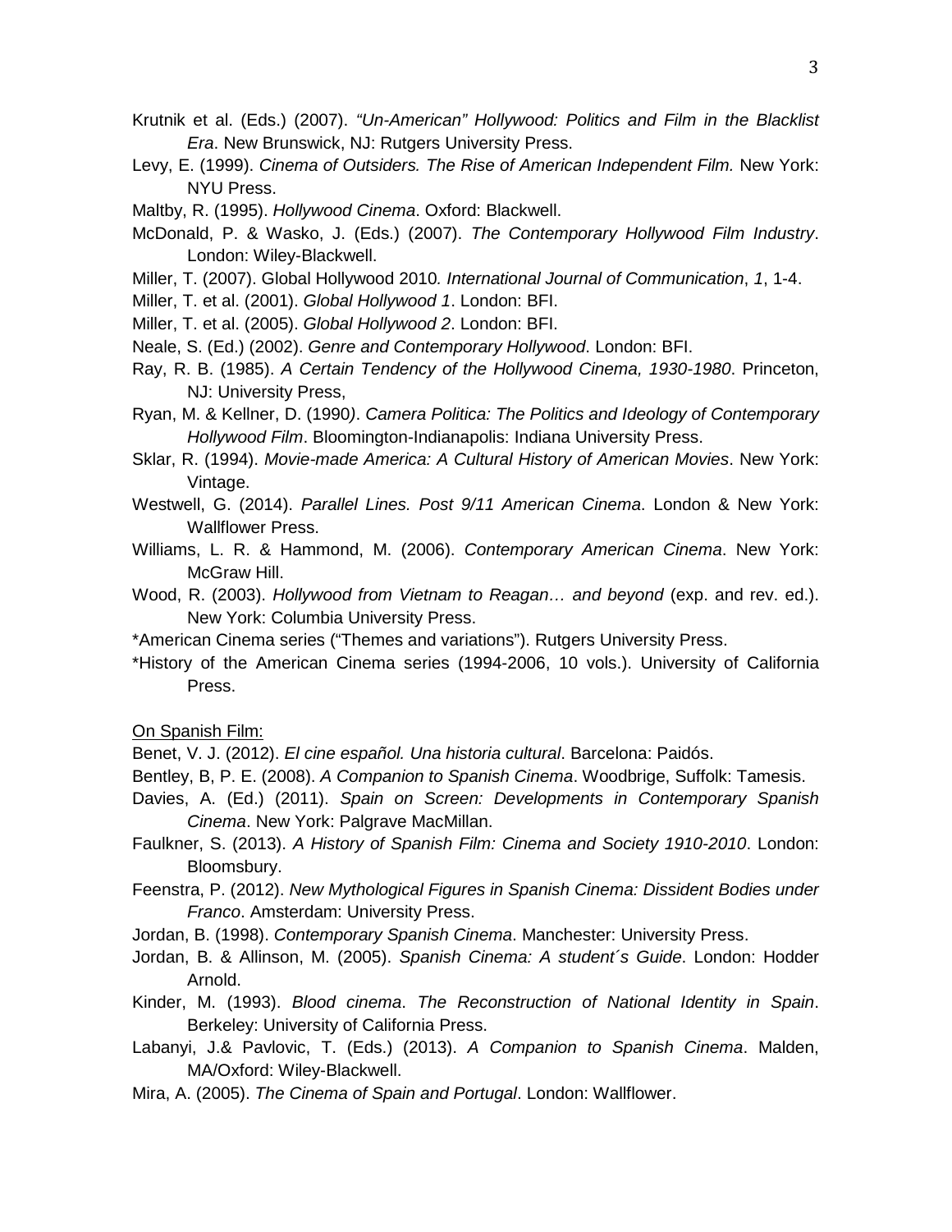Krutnik et al. (Eds.) (2007). *"Un-American" Hollywood: Politics and Film in the Blacklist Era*. New Brunswick, NJ: Rutgers University Press.

Levy, E. (1999). *Cinema of Outsiders. The Rise of American Independent Film.* New York: NYU Press.

Maltby, R. (1995). *Hollywood Cinema*. Oxford: Blackwell.

McDonald, P. & Wasko, J. (Eds.) (2007). *The Contemporary Hollywood Film Industry*. London: Wiley-Blackwell.

Miller, T. (2007). Global Hollywood 2010*. International Journal of Communication*, *1*, 1-4.

Miller, T. et al. (2001). *Global Hollywood 1*. London: BFI.

Miller, T. et al. (2005). *Global Hollywood 2*. London: BFI.

Neale, S. (Ed.) (2002). *Genre and Contemporary Hollywood*. London: BFI.

Ray, R. B. (1985). *A Certain Tendency of the Hollywood Cinema, 1930-1980*. Princeton, NJ: University Press,

Ryan, M. & Kellner, D. (1990*)*. *Camera Politica: The Politics and Ideology of Contemporary Hollywood Film*. Bloomington-Indianapolis: Indiana University Press.

Sklar, R. (1994). *Movie-made America: A Cultural History of American Movies*. New York: Vintage.

Westwell, G. (2014). *Parallel Lines. Post 9/11 American Cinema*. London & New York: Wallflower Press.

Williams, L. R. & Hammond, M. (2006). *Contemporary American Cinema*. New York: McGraw Hill.

Wood, R. (2003). *Hollywood from Vietnam to Reagan… and beyond* (exp. and rev. ed.). New York: Columbia University Press.

*American Cinema series ("Themes and variations"). Rutgers University Press.

*History of the American Cinema series (1994-2006, 10 vols.). University of California Press.

On Spanish Film:

Benet, V. J. (2012). *El cine español. Una historia cultural*. Barcelona: Paidós.

Bentley, B, P. E. (2008). *A Companion to Spanish Cinema*. Woodbrige, Suffolk: Tamesis.

Davies, A. (Ed.) (2011). *Spain on Screen: Developments in Contemporary Spanish Cinema*. New York: Palgrave MacMillan.

Faulkner, S. (2013). *A History of Spanish Film: Cinema and Society 1910-2010*. London: Bloomsbury.

Feenstra, P. (2012). *New Mythological Figures in Spanish Cinema: Dissident Bodies under Franco*. Amsterdam: University Press.

Jordan, B. (1998). *Contemporary Spanish Cinema*. Manchester: University Press.

Jordan, B. & Allinson, M. (2005). *Spanish Cinema: A student´s Guide*. London: Hodder Arnold.

Kinder, M. (1993). *Blood cinema*. *The Reconstruction of National Identity in Spain*. Berkeley: University of California Press.

Labanyi, J.& Pavlovic, T. (Eds.) (2013). *A Companion to Spanish Cinema*. Malden, MA/Oxford: Wiley-Blackwell.

Mira, A. (2005). *The Cinema of Spain and Portugal*. London: Wallflower.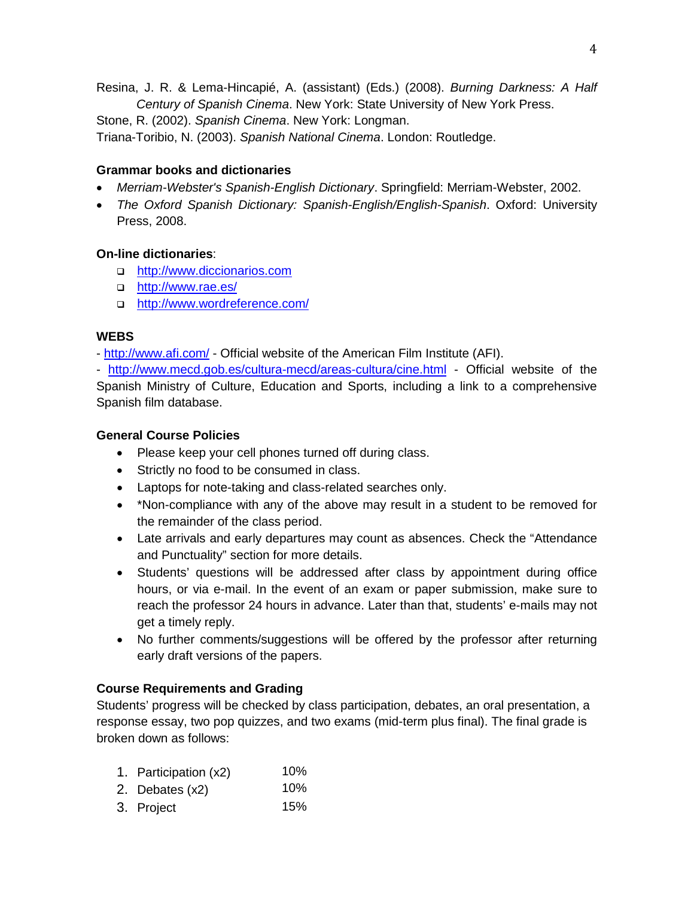Resina, J. R. & Lema-Hincapié, A. (assistant) (Eds.) (2008). *Burning Darkness: A Half Century of Spanish Cinema*. New York: State University of New York Press.

Stone, R. (2002). *Spanish Cinema*. New York: Longman.

Triana-Toribio, N. (2003). *Spanish National Cinema*. London: Routledge.

**Grammar books and dictionaries**

- *Merriam-Webster's Spanish-English Dictionary*. Springfield: Merriam-Webster, 2002.
- *The Oxford Spanish Dictionary: Spanish-English/English-Spanish*. Oxford: University Press, 2008.

**On-line dictionaries**:

- http://www.diccionarios.com
- http://www.rae.es/
- http://www.wordreference.com/

**WEBS**

- http://www.afi.com/ - Official website of the American Film Institute (AFI).
- http://www.mecd.gob.es/cultura-mecd/areas-cultura/cine.html - Official website of the Spanish Ministry of Culture, Education and Sports, including a link to a comprehensive Spanish film database.

**General Course Policies**

- Please keep your cell phones turned off during class.
- Strictly no food to be consumed in class.
- Laptops for note-taking and class-related searches only.
- *Non-compliance with any of the above may result in a student to be removed for the remainder of the class period.
- Late arrivals and early departures may count as absences. Check the "Attendance and Punctuality" section for more details.
- Students' questions will be addressed after class by appointment during office hours, or via e-mail. In the event of an exam or paper submission, make sure to reach the professor 24 hours in advance. Later than that, students' e-mails may not get a timely reply.
- No further comments/suggestions will be offered by the professor after returning early draft versions of the papers.

**Course Requirements and Grading**

Students' progress will be checked by class participation, debates, an oral presentation, a response essay, two pop quizzes, and two exams (mid-term plus final). The final grade is broken down as follows:

1. Participation (x2) 10%
2. Debates (x2) 10%
3. Project 15%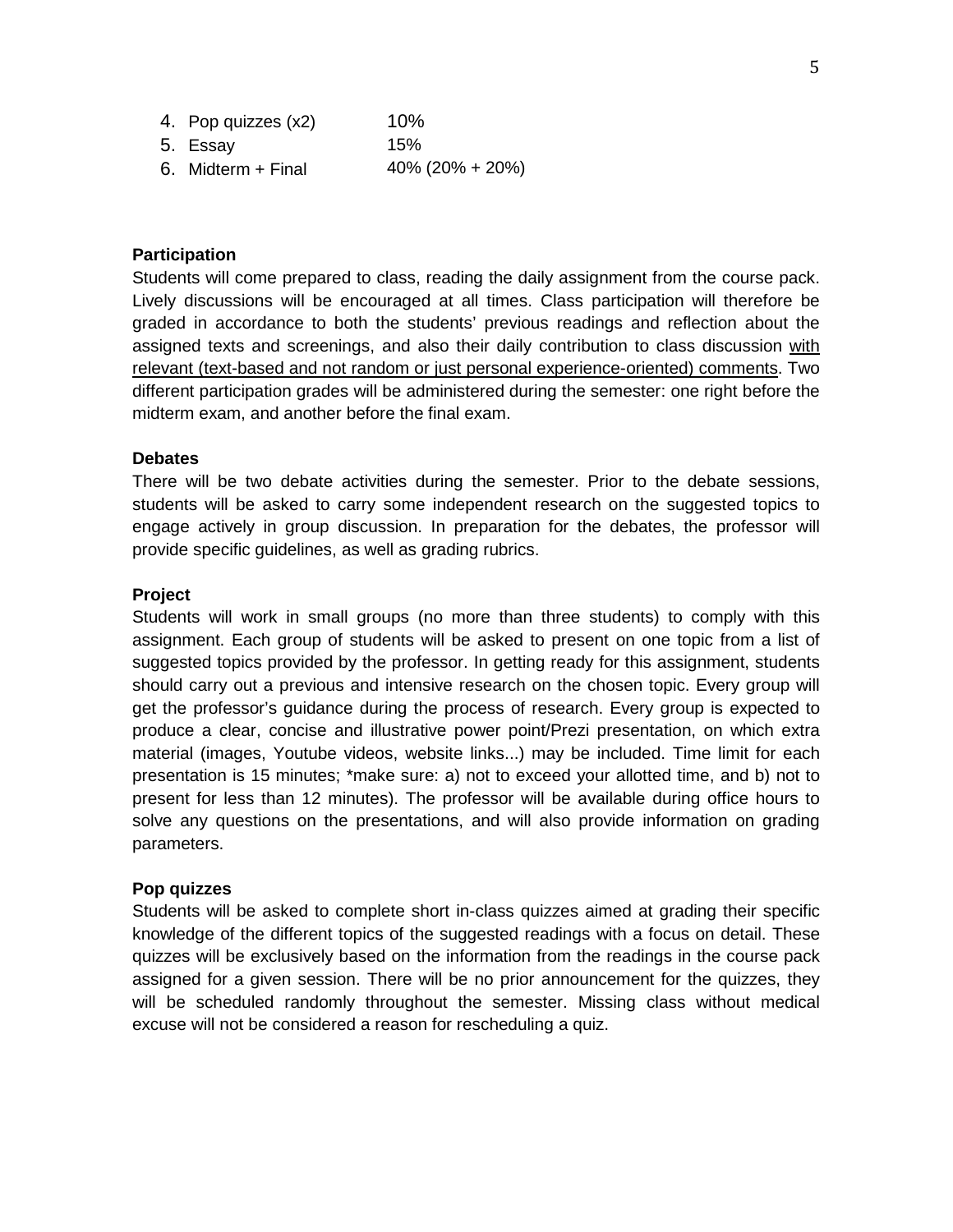4. Pop quizzes (x2) 10%
5. Essay 15%
6. Midterm + Final 40% (20% + 20%)

**Participation**

Students will come prepared to class, reading the daily assignment from the course pack. Lively discussions will be encouraged at all times. Class participation will therefore be graded in accordance to both the students' previous readings and reflection about the assigned texts and screenings, and also their daily contribution to class discussion <u>with relevant (text-based and not random or just personal experience-oriented) comments</u>. Two different participation grades will be administered during the semester: one right before the midterm exam, and another before the final exam.

**Debates**

There will be two debate activities during the semester. Prior to the debate sessions, students will be asked to carry some independent research on the suggested topics to engage actively in group discussion. In preparation for the debates, the professor will provide specific guidelines, as well as grading rubrics.

**Project**

Students will work in small groups (no more than three students) to comply with this assignment. Each group of students will be asked to present on one topic from a list of suggested topics provided by the professor. In getting ready for this assignment, students should carry out a previous and intensive research on the chosen topic. Every group will get the professor's guidance during the process of research. Every group is expected to produce a clear, concise and illustrative power point/Prezi presentation, on which extra material (images, Youtube videos, website links...) may be included. Time limit for each presentation is 15 minutes; *make sure: a) not to exceed your allotted time, and b) not to present for less than 12 minutes). The professor will be available during office hours to solve any questions on the presentations, and will also provide information on grading parameters.

**Pop quizzes**

Students will be asked to complete short in-class quizzes aimed at grading their specific knowledge of the different topics of the suggested readings with a focus on detail. These quizzes will be exclusively based on the information from the readings in the course pack assigned for a given session. There will be no prior announcement for the quizzes, they will be scheduled randomly throughout the semester. Missing class without medical excuse will not be considered a reason for rescheduling a quiz.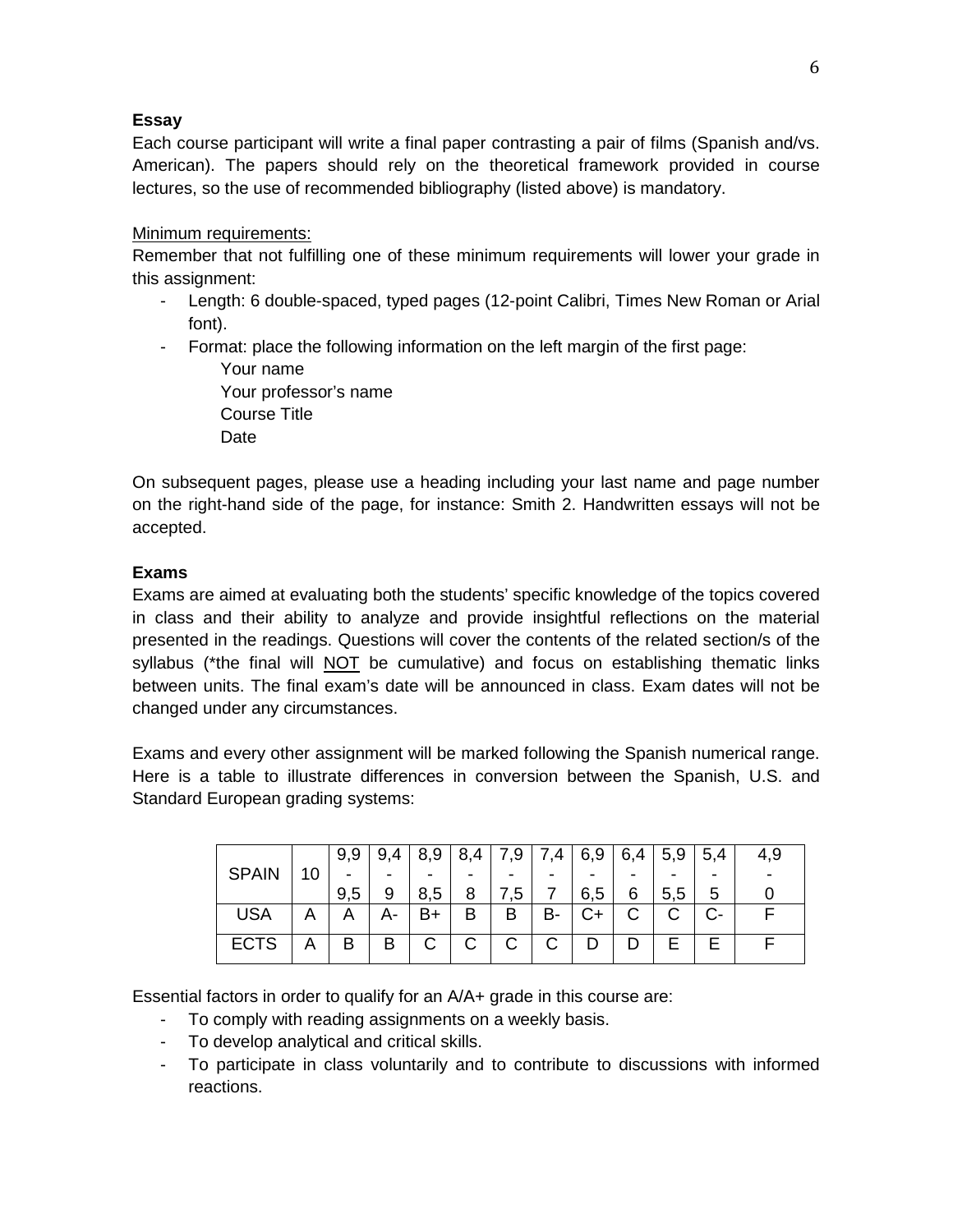**Essay**

Each course participant will write a final paper contrasting a pair of films (Spanish and/vs. American). The papers should rely on the theoretical framework provided in course lectures, so the use of recommended bibliography (listed above) is mandatory.

Minimum requirements:

Remember that not fulfilling one of these minimum requirements will lower your grade in this assignment:

- Length: 6 double-spaced, typed pages (12-point Calibri, Times New Roman or Arial font).
- Format: place the following information on the left margin of the first page:

  Your name
  Your professor's name
  Course Title
  Date

On subsequent pages, please use a heading including your last name and page number on the right-hand side of the page, for instance: Smith 2. Handwritten essays will not be accepted.

**Exams**

Exams are aimed at evaluating both the students' specific knowledge of the topics covered in class and their ability to analyze and provide insightful reflections on the material presented in the readings. Questions will cover the contents of the related section/s of the syllabus (*the final will NOT be cumulative) and focus on establishing thematic links between units. The final exam's date will be announced in class. Exam dates will not be changed under any circumstances.

Exams and every other assignment will be marked following the Spanish numerical range. Here is a table to illustrate differences in conversion between the Spanish, U.S. and Standard European grading systems:

| SPAIN | 10 | 9,9 - 9,5 | 9,4 - 9 | 8,9 - 8,5 | 8,4 - 8 | 7,9 - 7,5 | 7,4 - 7 | 6,9 - 6,5 | 6,4 - 6 | 5,9 - 5,5 | 5,4 - 5 | 4,9 - 0 |
|---|---|---|---|---|---|---|---|---|---|---|---|---|
| USA | A | A | A- | B+ | B | B | B- | C+ | C | C | C- | F |
| ECTS | A | B | B | C | C | C | C | D | D | E | E | F |

Essential factors in order to qualify for an A/A+ grade in this course are:

- To comply with reading assignments on a weekly basis.
- To develop analytical and critical skills.
- To participate in class voluntarily and to contribute to discussions with informed reactions.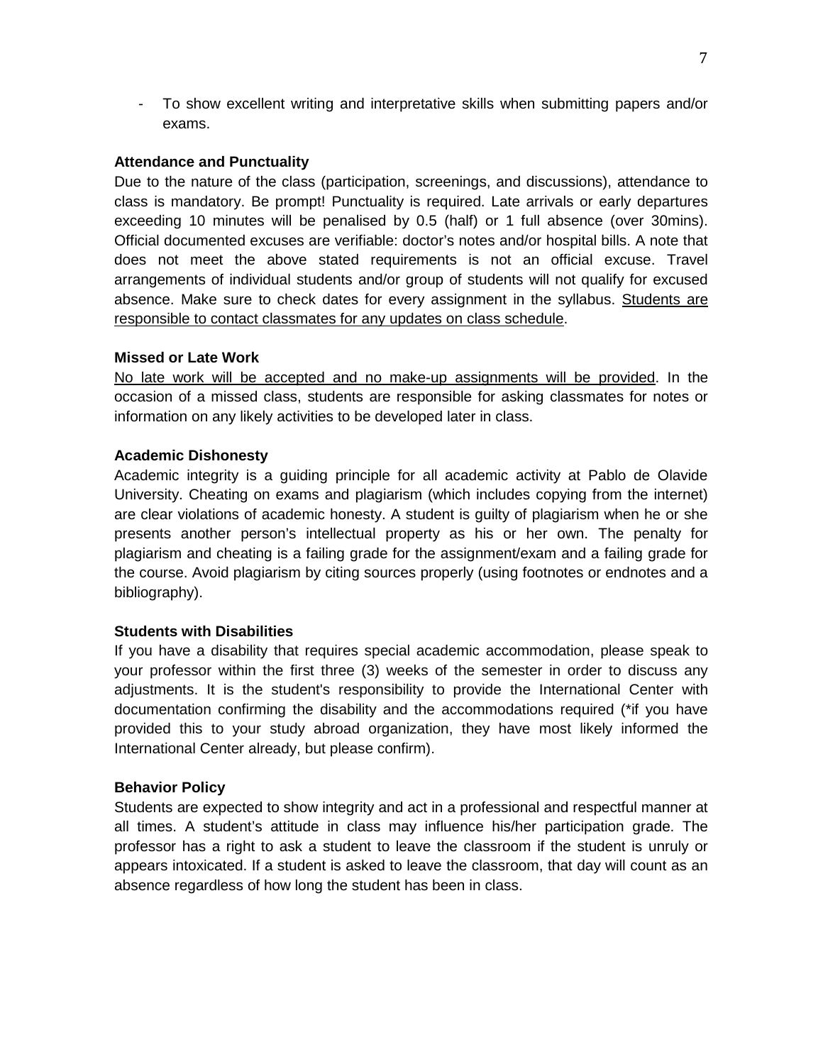- To show excellent writing and interpretative skills when submitting papers and/or exams.

**Attendance and Punctuality**

Due to the nature of the class (participation, screenings, and discussions), attendance to class is mandatory. Be prompt! Punctuality is required. Late arrivals or early departures exceeding 10 minutes will be penalised by 0.5 (half) or 1 full absence (over 30mins). Official documented excuses are verifiable: doctor's notes and/or hospital bills. A note that does not meet the above stated requirements is not an official excuse. Travel arrangements of individual students and/or group of students will not qualify for excused absence. Make sure to check dates for every assignment in the syllabus. <u>Students are responsible to contact classmates for any updates on class schedule</u>.

**Missed or Late Work**

<u>No late work will be accepted and no make-up assignments will be provided</u>. In the occasion of a missed class, students are responsible for asking classmates for notes or information on any likely activities to be developed later in class.

**Academic Dishonesty**

Academic integrity is a guiding principle for all academic activity at Pablo de Olavide University. Cheating on exams and plagiarism (which includes copying from the internet) are clear violations of academic honesty. A student is guilty of plagiarism when he or she presents another person's intellectual property as his or her own. The penalty for plagiarism and cheating is a failing grade for the assignment/exam and a failing grade for the course. Avoid plagiarism by citing sources properly (using footnotes or endnotes and a bibliography).

**Students with Disabilities**

If you have a disability that requires special academic accommodation, please speak to your professor within the first three (3) weeks of the semester in order to discuss any adjustments. It is the student's responsibility to provide the International Center with documentation confirming the disability and the accommodations required (*if you have provided this to your study abroad organization, they have most likely informed the International Center already, but please confirm).

**Behavior Policy**

Students are expected to show integrity and act in a professional and respectful manner at all times. A student's attitude in class may influence his/her participation grade. The professor has a right to ask a student to leave the classroom if the student is unruly or appears intoxicated. If a student is asked to leave the classroom, that day will count as an absence regardless of how long the student has been in class.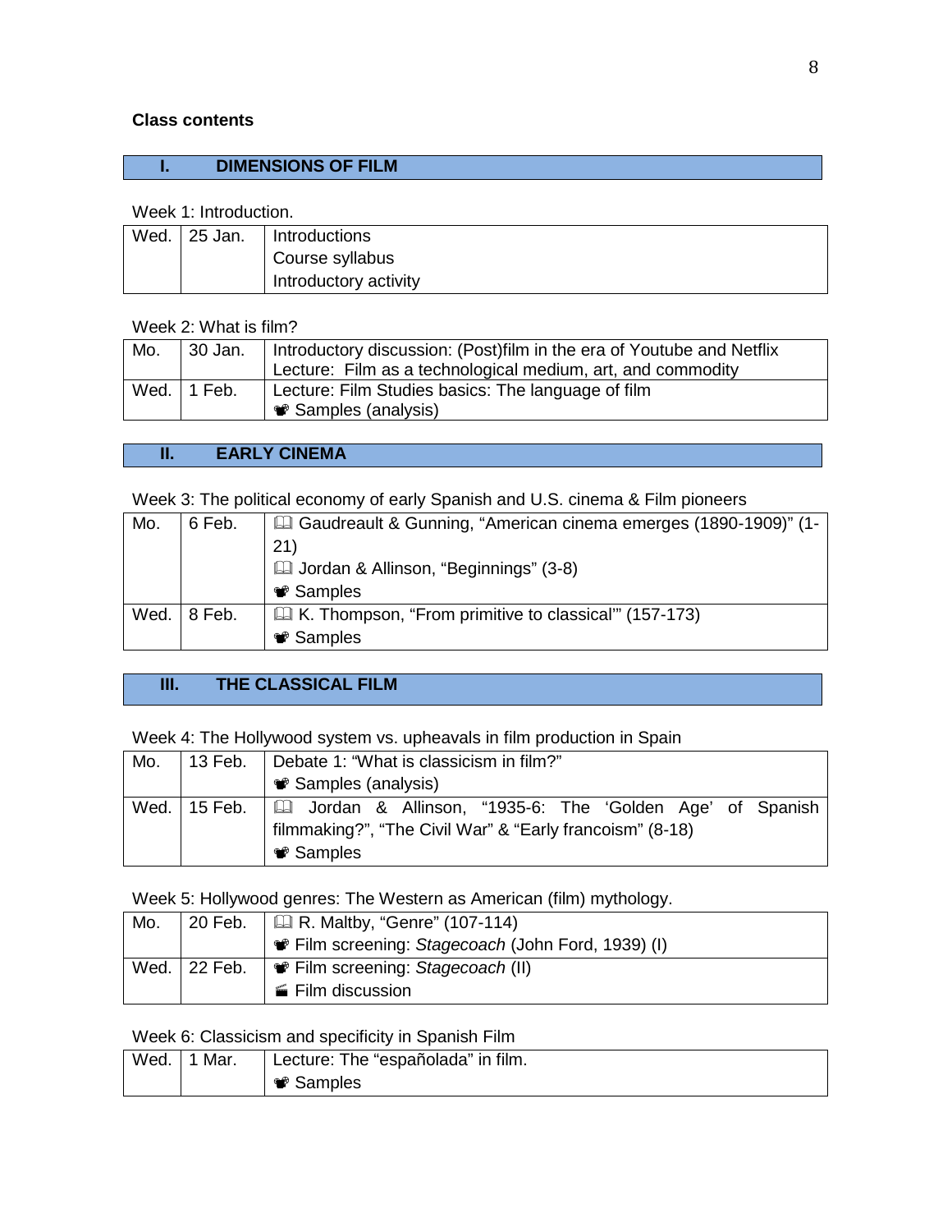**Class contents**

## I. DIMENSIONS OF FILM

Week 1: Introduction.

| | | |
|---|---|---|
| Wed. | 25 Jan. | Introductions<br>Course syllabus<br>Introductory activity |

Week 2: What is film?

| | | |
|---|---|---|
| Mo. | 30 Jan. | Introductory discussion: (Post)film in the era of Youtube and Netflix<br>Lecture: Film as a technological medium, art, and commodity |
| Wed. | 1 Feb. | Lecture: Film Studies basics: The language of film<br>📽 Samples (analysis) |

## II. EARLY CINEMA

Week 3: The political economy of early Spanish and U.S. cinema & Film pioneers

| | | |
|---|---|---|
| Mo. | 6 Feb. | 🕮 Gaudreault & Gunning, "American cinema emerges (1890-1909)" (1-21)<br>🕮 Jordan & Allinson, "Beginnings" (3-8)<br>📽 Samples |
| Wed. | 8 Feb. | 🕮 K. Thompson, "From primitive to classical'" (157-173)<br>📽 Samples |

## III. THE CLASSICAL FILM

Week 4: The Hollywood system vs. upheavals in film production in Spain

| | | |
|---|---|---|
| Mo. | 13 Feb. | Debate 1: "What is classicism in film?"<br>📽 Samples (analysis) |
| Wed. | 15 Feb. | 🕮 Jordan & Allinson, "1935-6: The 'Golden Age' of Spanish filmmaking?", "The Civil War" & "Early francoism" (8-18)<br>📽 Samples |

Week 5: Hollywood genres: The Western as American (film) mythology.

| | | |
|---|---|---|
| Mo. | 20 Feb. | 🕮 R. Maltby, "Genre" (107-114)<br>📽 Film screening: *Stagecoach* (John Ford, 1939) (I) |
| Wed. | 22 Feb. | 📽 Film screening: *Stagecoach* (II)<br>🎬 Film discussion |

Week 6: Classicism and specificity in Spanish Film

| | | |
|---|---|---|
| Wed. | 1 Mar. | Lecture: The "españolada" in film.<br>📽 Samples |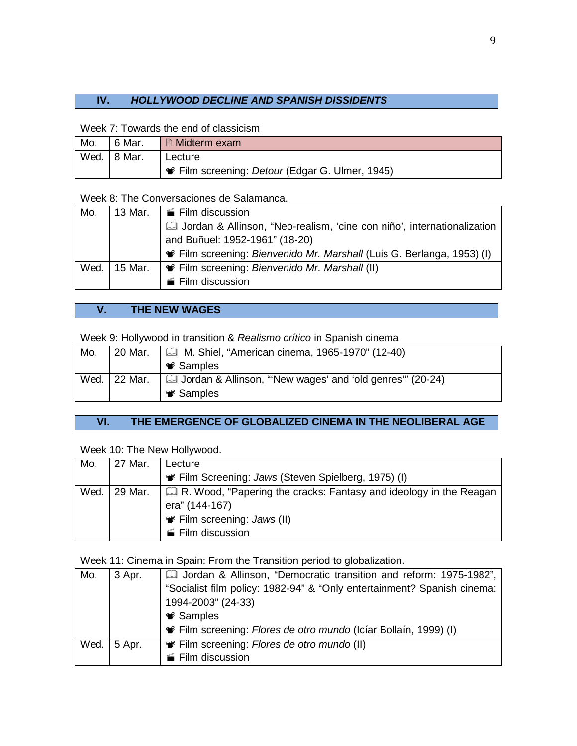## IV. *HOLLYWOOD DECLINE AND SPANISH DISSIDENTS*

Week 7: Towards the end of classicism

| | | |
|---|---|---|
| Mo. | 6 Mar. | 🖹 Midterm exam |
| Wed. | 8 Mar. | Lecture<br>📽 Film screening: *Detour* (Edgar G. Ulmer, 1945) |

Week 8: The Conversaciones de Salamanca.

| | | |
|---|---|---|
| Mo. | 13 Mar. | 🎬 Film discussion<br>🕮 Jordan & Allinson, "Neo-realism, 'cine con niño', internationalization and Buñuel: 1952-1961" (18-20)<br>📽 Film screening: *Bienvenido Mr. Marshall* (Luis G. Berlanga, 1953) (I) |
| Wed. | 15 Mar. | 📽 Film screening: *Bienvenido Mr. Marshall* (II)<br>🎬 Film discussion |

## V. THE NEW WAGES

Week 9: Hollywood in transition & *Realismo crítico* in Spanish cinema

| | | |
|---|---|---|
| Mo. | 20 Mar. | 🕮 M. Shiel, "American cinema, 1965-1970" (12-40)<br>📽 Samples |
| Wed. | 22 Mar. | 🕮 Jordan & Allinson, "'New wages' and 'old genres'" (20-24)<br>📽 Samples |

## VI. THE EMERGENCE OF GLOBALIZED CINEMA IN THE NEOLIBERAL AGE

Week 10: The New Hollywood.

| | | |
|---|---|---|
| Mo. | 27 Mar. | Lecture<br>📽 Film Screening: *Jaws* (Steven Spielberg, 1975) (I) |
| Wed. | 29 Mar. | 🕮 R. Wood, "Papering the cracks: Fantasy and ideology in the Reagan era" (144-167)<br>📽 Film screening: *Jaws* (II)<br>🎬 Film discussion |

Week 11: Cinema in Spain: From the Transition period to globalization.

| | | |
|---|---|---|
| Mo. | 3 Apr. | 🕮 Jordan & Allinson, "Democratic transition and reform: 1975-1982", "Socialist film policy: 1982-94" & "Only entertainment? Spanish cinema: 1994-2003" (24-33)<br>📽 Samples<br>📽 Film screening: *Flores de otro mundo* (Icíar Bollaín, 1999) (I) |
| Wed. | 5 Apr. | 📽 Film screening: *Flores de otro mundo* (II)<br>🎬 Film discussion |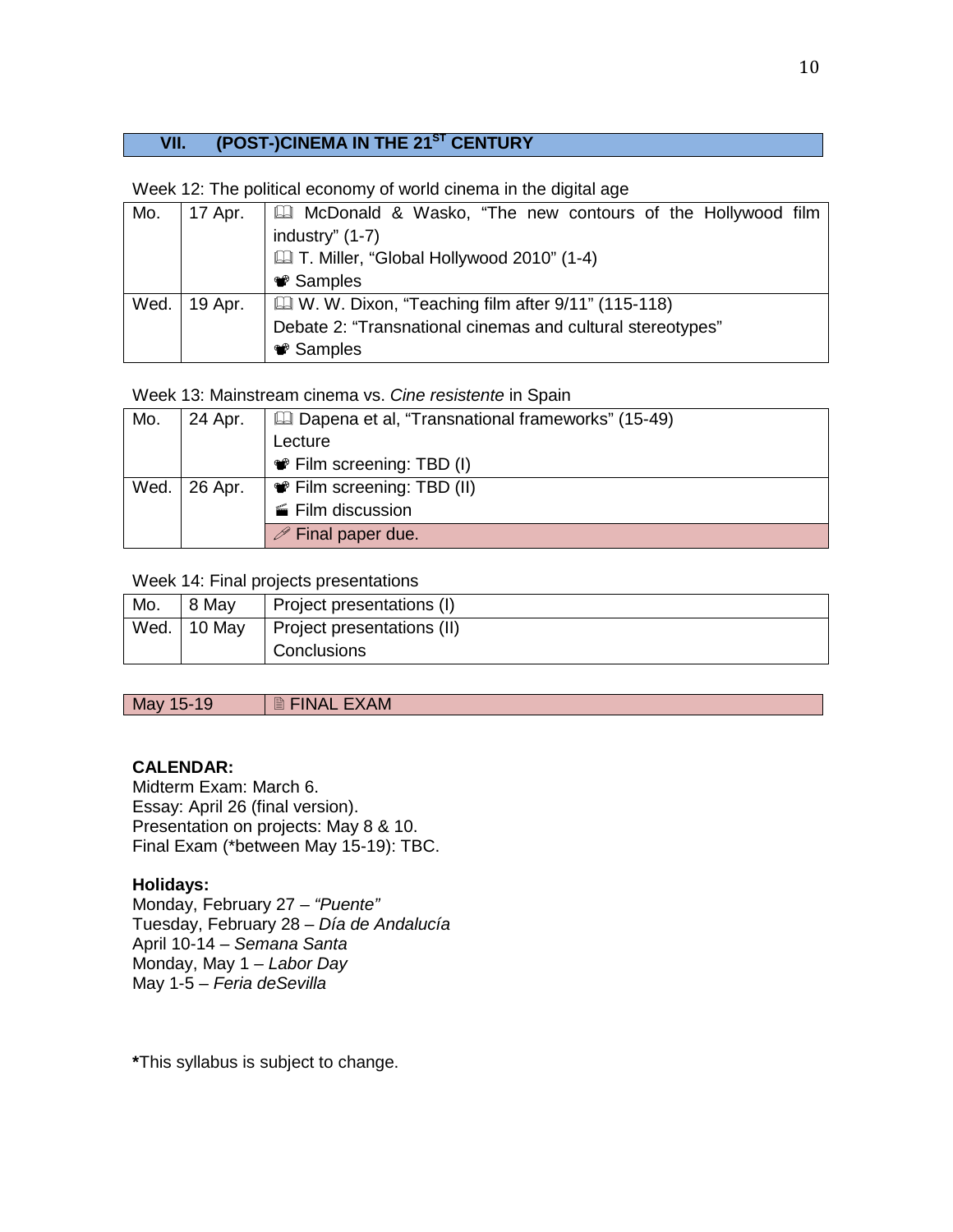## VII. (POST-)CINEMA IN THE 21ST CENTURY

Week 12: The political economy of world cinema in the digital age

| | | |
|---|---|---|
| Mo. | 17 Apr. | 🕮 McDonald & Wasko, "The new contours of the Hollywood film industry" (1-7)<br>🕮 T. Miller, "Global Hollywood 2010" (1-4)<br>📽 Samples |
| Wed. | 19 Apr. | 🕮 W. W. Dixon, "Teaching film after 9/11" (115-118)<br>Debate 2: "Transnational cinemas and cultural stereotypes"<br>📽 Samples |

Week 13: Mainstream cinema vs. *Cine resistente* in Spain

| | | |
|---|---|---|
| Mo. | 24 Apr. | 🕮 Dapena et al, "Transnational frameworks" (15-49)<br>Lecture<br>📽 Film screening: TBD (I) |
| Wed. | 26 Apr. | 📽 Film screening: TBD (II)<br>🎬 Film discussion<br>✐ Final paper due. |

Week 14: Final projects presentations

| | | |
|---|---|---|
| Mo. | 8 May | Project presentations (I) |
| Wed. | 10 May | Project presentations (II)<br>Conclusions |

| | |
|---|---|
| May 15-19 | 🗎 FINAL EXAM |

**CALENDAR:**
Midterm Exam: March 6.
Essay: April 26 (final version).
Presentation on projects: May 8 & 10.
Final Exam (*between May 15-19): TBC.

**Holidays:**
Monday, February 27 – *"Puente"*
Tuesday, February 28 – *Día de Andalucía*
April 10-14 – *Semana Santa*
Monday, May 1 – *Labor Day*
May 1-5 – *Feria deSevilla*

***This syllabus is subject to change.**